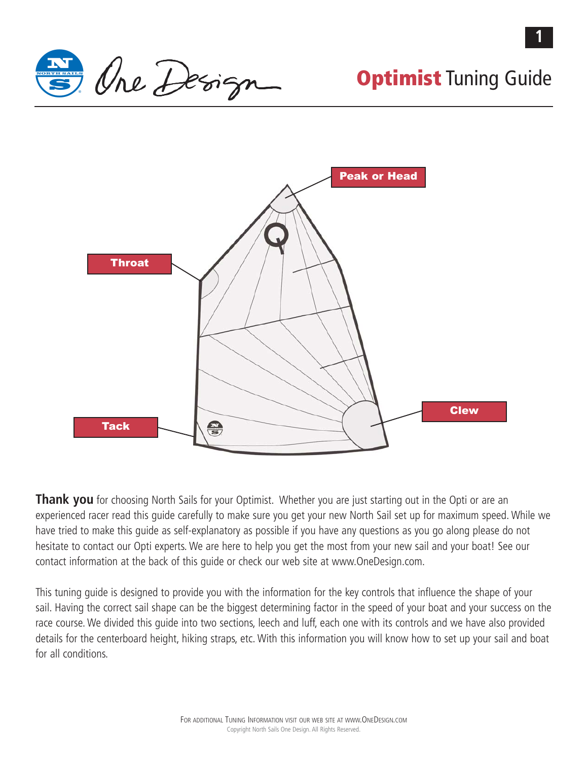# **Optimist** Tuning Guide

Peak or Head

Throat

Clew

Tack

**Thank you** for choosing North Sails for your Optimist. Whether you are just starting out in the Opti or are an experienced racer read this guide carefully to make sure you get your new North Sail set up for maximum speed. While we have tried to make this guide as self-explanatory as possible if you have any questions as you go along please do not hesitate to contact our Opti experts. We are here to help you get the most from your new sail and your boat! See our contact information at the back of this guide or check our web site at www.OneDesign.com.

This tuning guide is designed to provide you with the information for the key controls that influence the shape of your sail. Having the correct sail shape can be the biggest determining factor in the speed of your boat and your success on the race course. We divided this guide into two sections, leech and luff, each one with its controls and we have also provided details for the centerboard height, hiking straps, etc. With this information you will know how to set up your sail and boat for all conditions.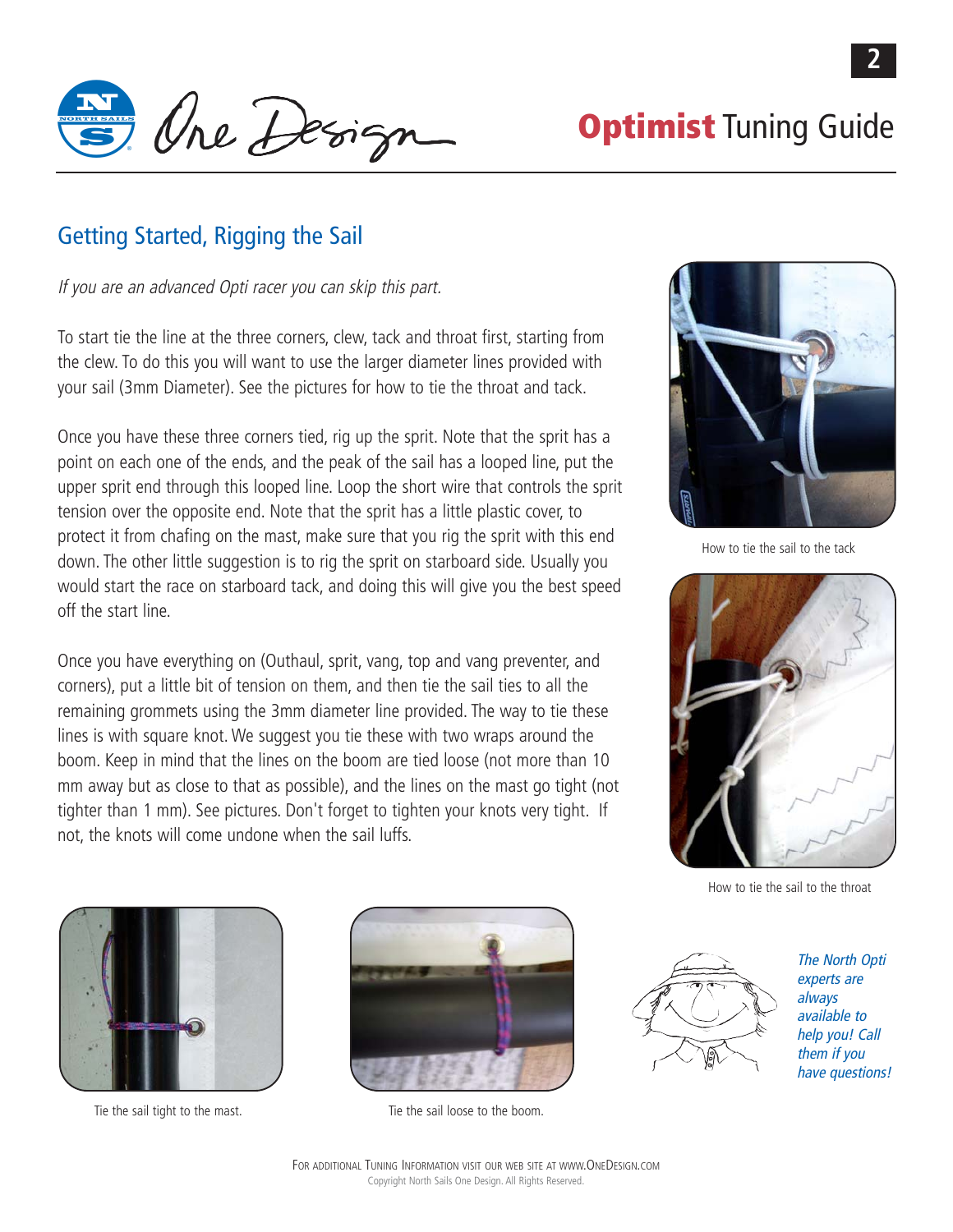## Getting Started, Rigging the Sail

*If you are an advanced Opti racer you can skip this part.*

To start tie the line at the three corners, clew, tack and throat first, starting from the clew. To do this you will want to use the larger diameter lines provided with your sail (3mm Diameter). See the pictures for how to tie the throat and tack.

Once you have these three corners tied, rig up the sprit. Note that the sprit has a point on each one of the ends, and the peak of the sail has a looped line, put the upper sprit end through this looped line. Loop the short wire that controls the sprit tension over the opposite end. Note that the sprit has a little plastic cover, to protect it from chafing on the mast, make sure that you rig the sprit with this end down. The other little suggestion is to rig the sprit on starboard side. Usually you would start the race on starboard tack, and doing this will give you the best speed off the start line.

Once you have everything on (Outhaul, sprit, vang, top and vang preventer, and corners), put a little bit of tension on them, and then tie the sail ties to all the remaining grommets using the 3mm diameter line provided. The way to tie these lines is with square knot. We suggest you tie these with two wraps around the boom. Keep in mind that the lines on the boom are tied loose (not more than 10 mm away but as close to that as possible), and the lines on the mast go tight (not tighter than 1 mm). See pictures. Don't forget to tighten your knots very tight. If not, the knots will come undone when the sail luffs.

How to tie the sail to the tack

How to tie the sail to the throat

Tie the sail tight to the mast.

Tie the sail loose to the boom.

*The North Opti experts are always available to help you! Call them if you have questions!*

For additional Tuning Information visit our web site at www.OneDesign.com
Copyright North Sails One Design. All Rights Reserved.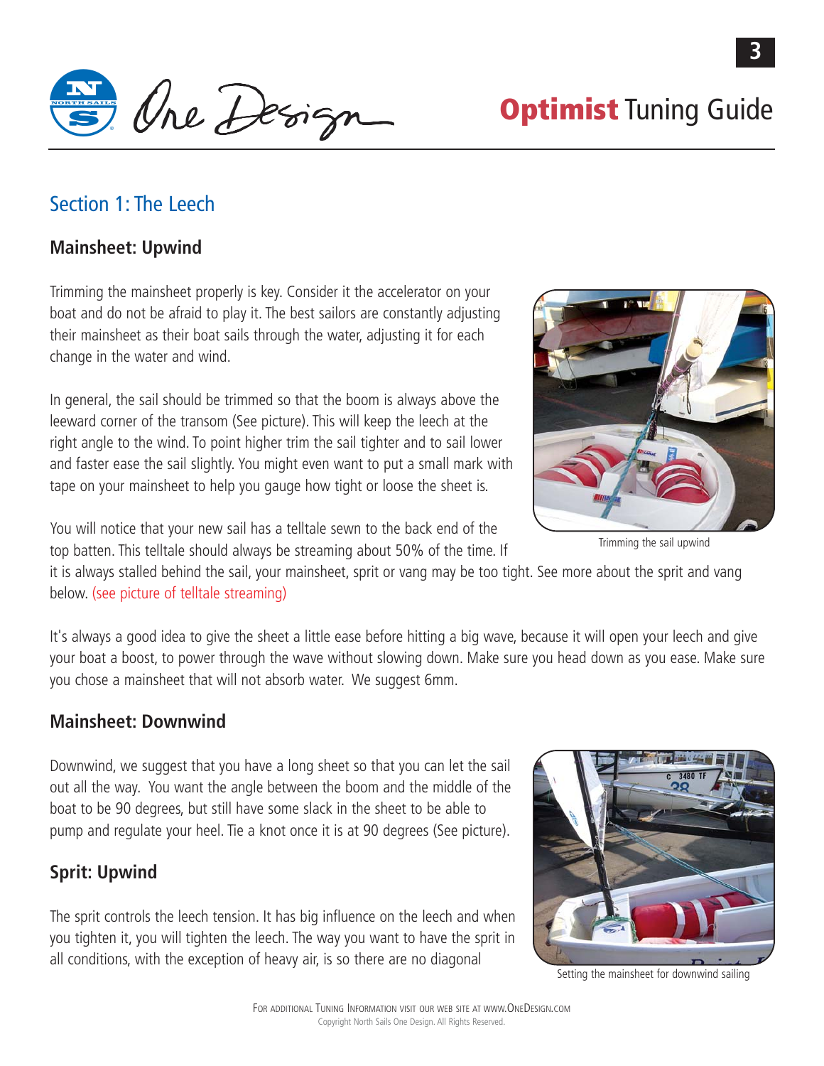# Optimist Tuning Guide

## Section 1: The Leech

### Mainsheet: Upwind

Trimming the mainsheet properly is key. Consider it the accelerator on your boat and do not be afraid to play it. The best sailors are constantly adjusting their mainsheet as their boat sails through the water, adjusting it for each change in the water and wind.

In general, the sail should be trimmed so that the boom is always above the leeward corner of the transom (See picture). This will keep the leech at the right angle to the wind. To point higher trim the sail tighter and to sail lower and faster ease the sail slightly. You might even want to put a small mark with tape on your mainsheet to help you gauge how tight or loose the sheet is.

Trimming the sail upwind

You will notice that your new sail has a telltale sewn to the back end of the top batten. This telltale should always be streaming about 50% of the time. If it is always stalled behind the sail, your mainsheet, sprit or vang may be too tight. See more about the sprit and vang below. (see picture of telltale streaming)

It's always a good idea to give the sheet a little ease before hitting a big wave, because it will open your leech and give your boat a boost, to power through the wave without slowing down. Make sure you head down as you ease. Make sure you chose a mainsheet that will not absorb water. We suggest 6mm.

### Mainsheet: Downwind

Downwind, we suggest that you have a long sheet so that you can let the sail out all the way. You want the angle between the boom and the middle of the boat to be 90 degrees, but still have some slack in the sheet to be able to pump and regulate your heel. Tie a knot once it is at 90 degrees (See picture).

Setting the mainsheet for downwind sailing

### Sprit: Upwind

The sprit controls the leech tension. It has big influence on the leech and when you tighten it, you will tighten the leech. The way you want to have the sprit in all conditions, with the exception of heavy air, is so there are no diagonal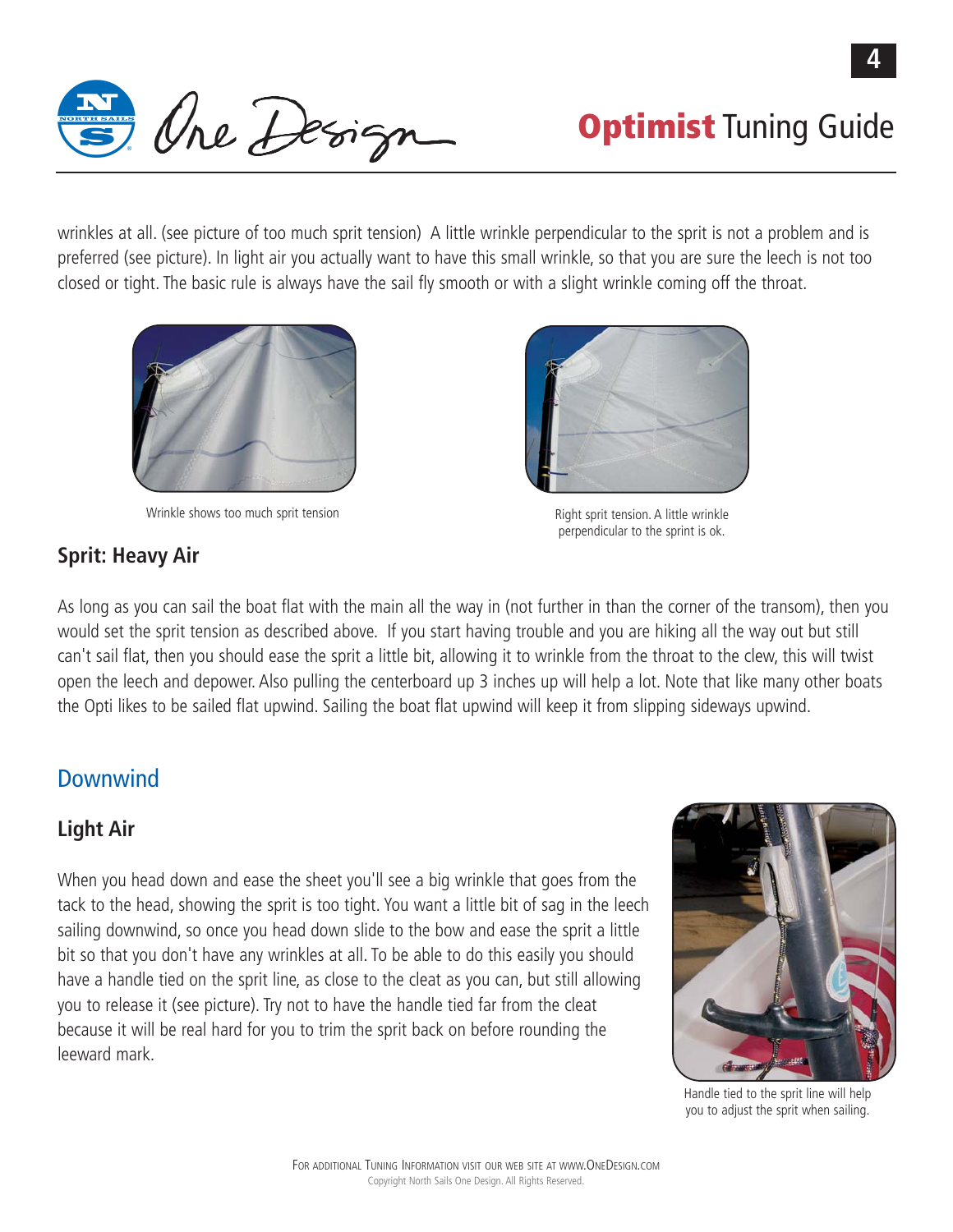wrinkles at all. (see picture of too much sprit tension) A little wrinkle perpendicular to the sprit is not a problem and is preferred (see picture). In light air you actually want to have this small wrinkle, so that you are sure the leech is not too closed or tight. The basic rule is always have the sail fly smooth or with a slight wrinkle coming off the throat.

Wrinkle shows too much sprit tension

Right sprit tension. A little wrinkle perpendicular to the sprint is ok.

### Sprit: Heavy Air

As long as you can sail the boat flat with the main all the way in (not further in than the corner of the transom), then you would set the sprit tension as described above. If you start having trouble and you are hiking all the way out but still can't sail flat, then you should ease the sprit a little bit, allowing it to wrinkle from the throat to the clew, this will twist open the leech and depower. Also pulling the centerboard up 3 inches up will help a lot. Note that like many other boats the Opti likes to be sailed flat upwind. Sailing the boat flat upwind will keep it from slipping sideways upwind.

## Downwind

### Light Air

When you head down and ease the sheet you'll see a big wrinkle that goes from the tack to the head, showing the sprit is too tight. You want a little bit of sag in the leech sailing downwind, so once you head down slide to the bow and ease the sprit a little bit so that you don't have any wrinkles at all. To be able to do this easily you should have a handle tied on the sprit line, as close to the cleat as you can, but still allowing you to release it (see picture). Try not to have the handle tied far from the cleat because it will be real hard for you to trim the sprit back on before rounding the leeward mark.

Handle tied to the sprit line will help you to adjust the sprit when sailing.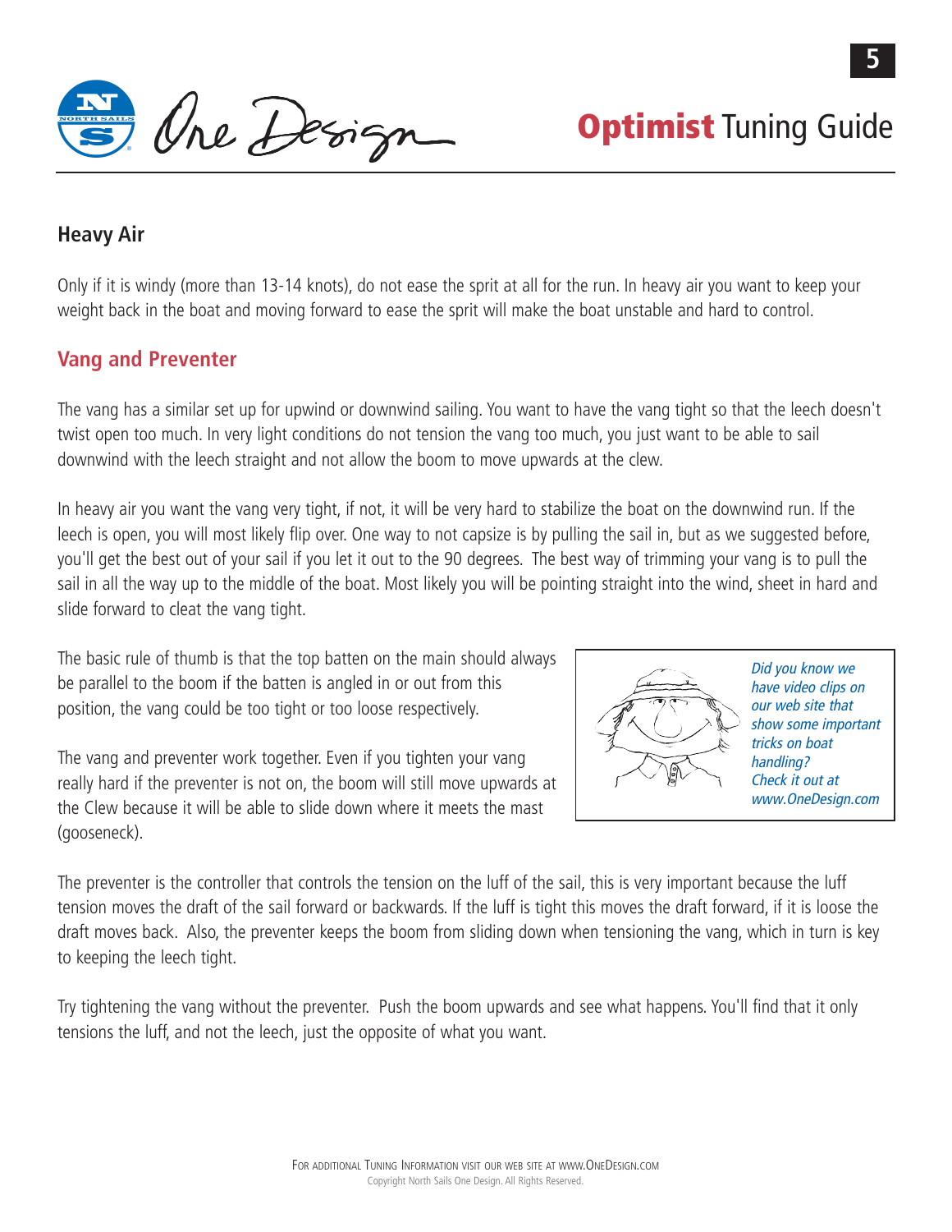## Heavy Air

Only if it is windy (more than 13-14 knots), do not ease the sprit at all for the run. In heavy air you want to keep your weight back in the boat and moving forward to ease the sprit will make the boat unstable and hard to control.

## Vang and Preventer

The vang has a similar set up for upwind or downwind sailing. You want to have the vang tight so that the leech doesn't twist open too much. In very light conditions do not tension the vang too much, you just want to be able to sail downwind with the leech straight and not allow the boom to move upwards at the clew.

In heavy air you want the vang very tight, if not, it will be very hard to stabilize the boat on the downwind run. If the leech is open, you will most likely flip over. One way to not capsize is by pulling the sail in, but as we suggested before, you'll get the best out of your sail if you let it out to the 90 degrees. The best way of trimming your vang is to pull the sail in all the way up to the middle of the boat. Most likely you will be pointing straight into the wind, sheet in hard and slide forward to cleat the vang tight.

The basic rule of thumb is that the top batten on the main should always be parallel to the boom if the batten is angled in or out from this position, the vang could be too tight or too loose respectively.

The vang and preventer work together. Even if you tighten your vang really hard if the preventer is not on, the boom will still move upwards at the Clew because it will be able to slide down where it meets the mast (gooseneck).

*Did you know we have video clips on our web site that show some important tricks on boat handling? Check it out at www.OneDesign.com*

The preventer is the controller that controls the tension on the luff of the sail, this is very important because the luff tension moves the draft of the sail forward or backwards. If the luff is tight this moves the draft forward, if it is loose the draft moves back. Also, the preventer keeps the boom from sliding down when tensioning the vang, which in turn is key to keeping the leech tight.

Try tightening the vang without the preventer. Push the boom upwards and see what happens. You'll find that it only tensions the luff, and not the leech, just the opposite of what you want.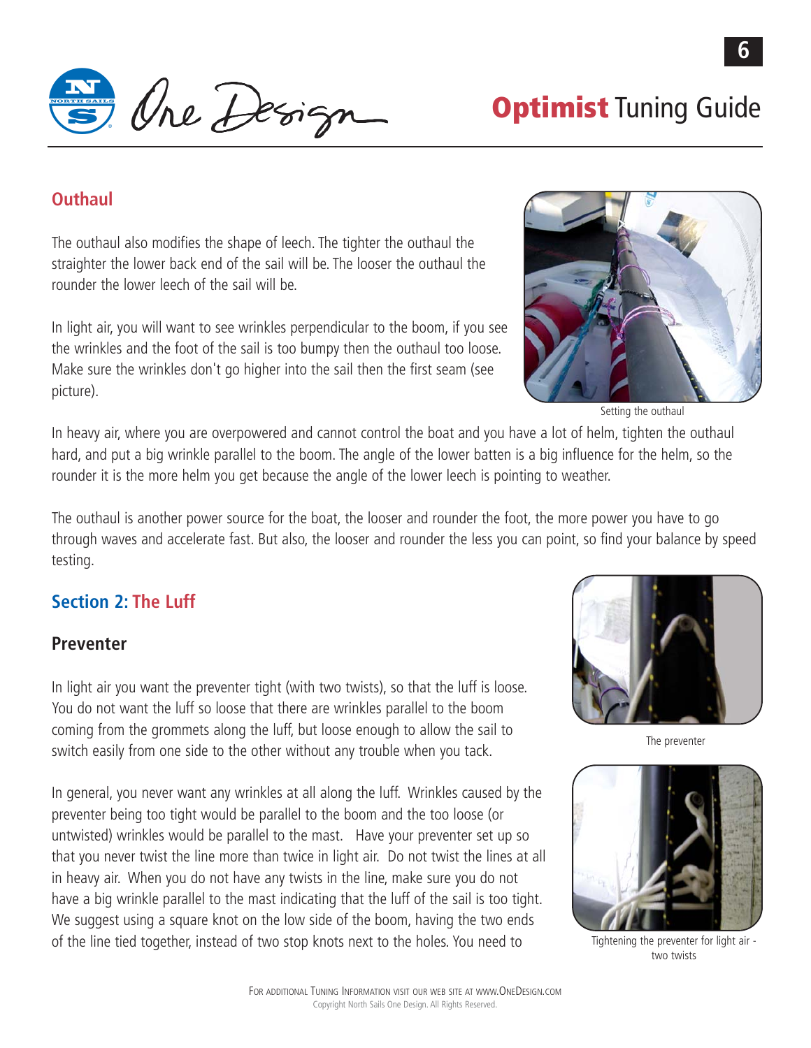## Outhaul

The outhaul also modifies the shape of leech. The tighter the outhaul the straighter the lower back end of the sail will be. The looser the outhaul the rounder the lower leech of the sail will be.

In light air, you will want to see wrinkles perpendicular to the boom, if you see the wrinkles and the foot of the sail is too bumpy then the outhaul too loose. Make sure the wrinkles don't go higher into the sail then the first seam (see picture).

Setting the outhaul

In heavy air, where you are overpowered and cannot control the boat and you have a lot of helm, tighten the outhaul hard, and put a big wrinkle parallel to the boom. The angle of the lower batten is a big influence for the helm, so the rounder it is the more helm you get because the angle of the lower leech is pointing to weather.

The outhaul is another power source for the boat, the looser and rounder the foot, the more power you have to go through waves and accelerate fast. But also, the looser and rounder the less you can point, so find your balance by speed testing.

## Section 2: The Luff

### Preventer

In light air you want the preventer tight (with two twists), so that the luff is loose. You do not want the luff so loose that there are wrinkles parallel to the boom coming from the grommets along the luff, but loose enough to allow the sail to switch easily from one side to the other without any trouble when you tack.

The preventer

In general, you never want any wrinkles at all along the luff. Wrinkles caused by the preventer being too tight would be parallel to the boom and the too loose (or untwisted) wrinkles would be parallel to the mast. Have your preventer set up so that you never twist the line more than twice in light air. Do not twist the lines at all in heavy air. When you do not have any twists in the line, make sure you do not have a big wrinkle parallel to the mast indicating that the luff of the sail is too tight. We suggest using a square knot on the low side of the boom, having the two ends of the line tied together, instead of two stop knots next to the holes. You need to

Tightening the preventer for light air - two twists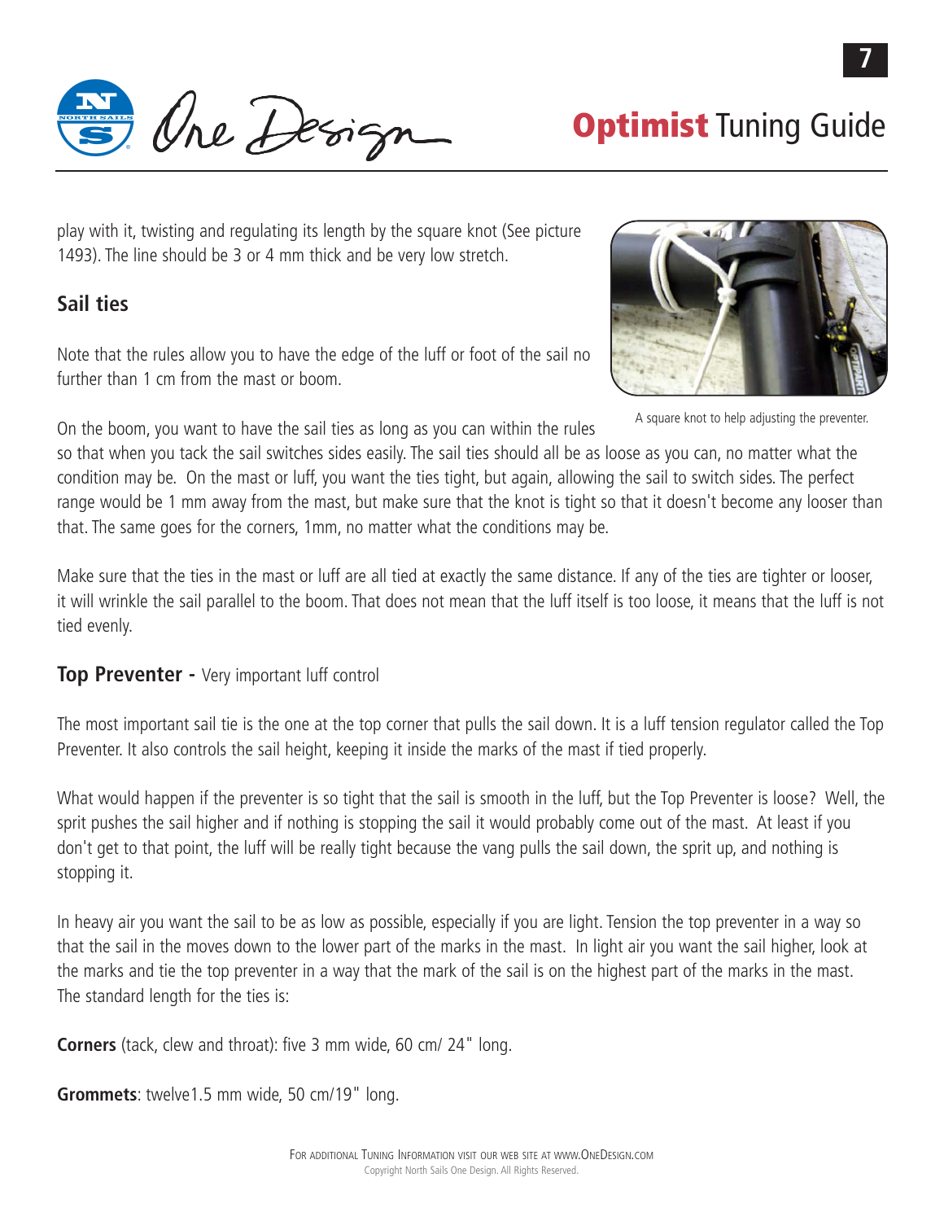play with it, twisting and regulating its length by the square knot (See picture 1493). The line should be 3 or 4 mm thick and be very low stretch.

## Sail ties

Note that the rules allow you to have the edge of the luff or foot of the sail no further than 1 cm from the mast or boom.

A square knot to help adjusting the preventer.

On the boom, you want to have the sail ties as long as you can within the rules so that when you tack the sail switches sides easily. The sail ties should all be as loose as you can, no matter what the condition may be. On the mast or luff, you want the ties tight, but again, allowing the sail to switch sides. The perfect range would be 1 mm away from the mast, but make sure that the knot is tight so that it doesn't become any looser than that. The same goes for the corners, 1mm, no matter what the conditions may be.

Make sure that the ties in the mast or luff are all tied at exactly the same distance. If any of the ties are tighter or looser, it will wrinkle the sail parallel to the boom. That does not mean that the luff itself is too loose, it means that the luff is not tied evenly.

## Top Preventer - Very important luff control

The most important sail tie is the one at the top corner that pulls the sail down. It is a luff tension regulator called the Top Preventer. It also controls the sail height, keeping it inside the marks of the mast if tied properly.

What would happen if the preventer is so tight that the sail is smooth in the luff, but the Top Preventer is loose? Well, the sprit pushes the sail higher and if nothing is stopping the sail it would probably come out of the mast. At least if you don't get to that point, the luff will be really tight because the vang pulls the sail down, the sprit up, and nothing is stopping it.

In heavy air you want the sail to be as low as possible, especially if you are light. Tension the top preventer in a way so that the sail in the moves down to the lower part of the marks in the mast. In light air you want the sail higher, look at the marks and tie the top preventer in a way that the mark of the sail is on the highest part of the marks in the mast. The standard length for the ties is:

**Corners** (tack, clew and throat): five 3 mm wide, 60 cm/ 24" long.

**Grommets**: twelve1.5 mm wide, 50 cm/19" long.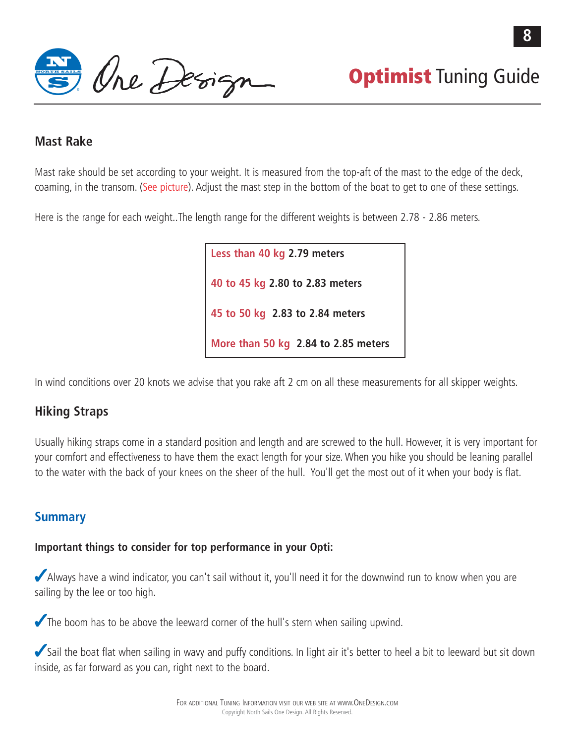## Mast Rake

Mast rake should be set according to your weight. It is measured from the top-aft of the mast to the edge of the deck, coaming, in the transom. (See picture). Adjust the mast step in the bottom of the boat to get to one of these settings.

Here is the range for each weight..The length range for the different weights is between 2.78 - 2.86 meters.

| Weight | Mast Rake |
|---|---|
| **Less than 40 kg** | **2.79 meters** |
| **40 to 45 kg** | **2.80 to 2.83 meters** |
| **45 to 50 kg** | **2.83 to 2.84 meters** |
| **More than 50 kg** | **2.84 to 2.85 meters** |

In wind conditions over 20 knots we advise that you rake aft 2 cm on all these measurements for all skipper weights.

## Hiking Straps

Usually hiking straps come in a standard position and length and are screwed to the hull. However, it is very important for your comfort and effectiveness to have them the exact length for your size. When you hike you should be leaning parallel to the water with the back of your knees on the sheer of the hull. You'll get the most out of it when your body is flat.

## Summary

**Important things to consider for top performance in your Opti:**

✔ Always have a wind indicator, you can't sail without it, you'll need it for the downwind run to know when you are sailing by the lee or too high.

✔ The boom has to be above the leeward corner of the hull's stern when sailing upwind.

✔ Sail the boat flat when sailing in wavy and puffy conditions. In light air it's better to heel a bit to leeward but sit down inside, as far forward as you can, right next to the board.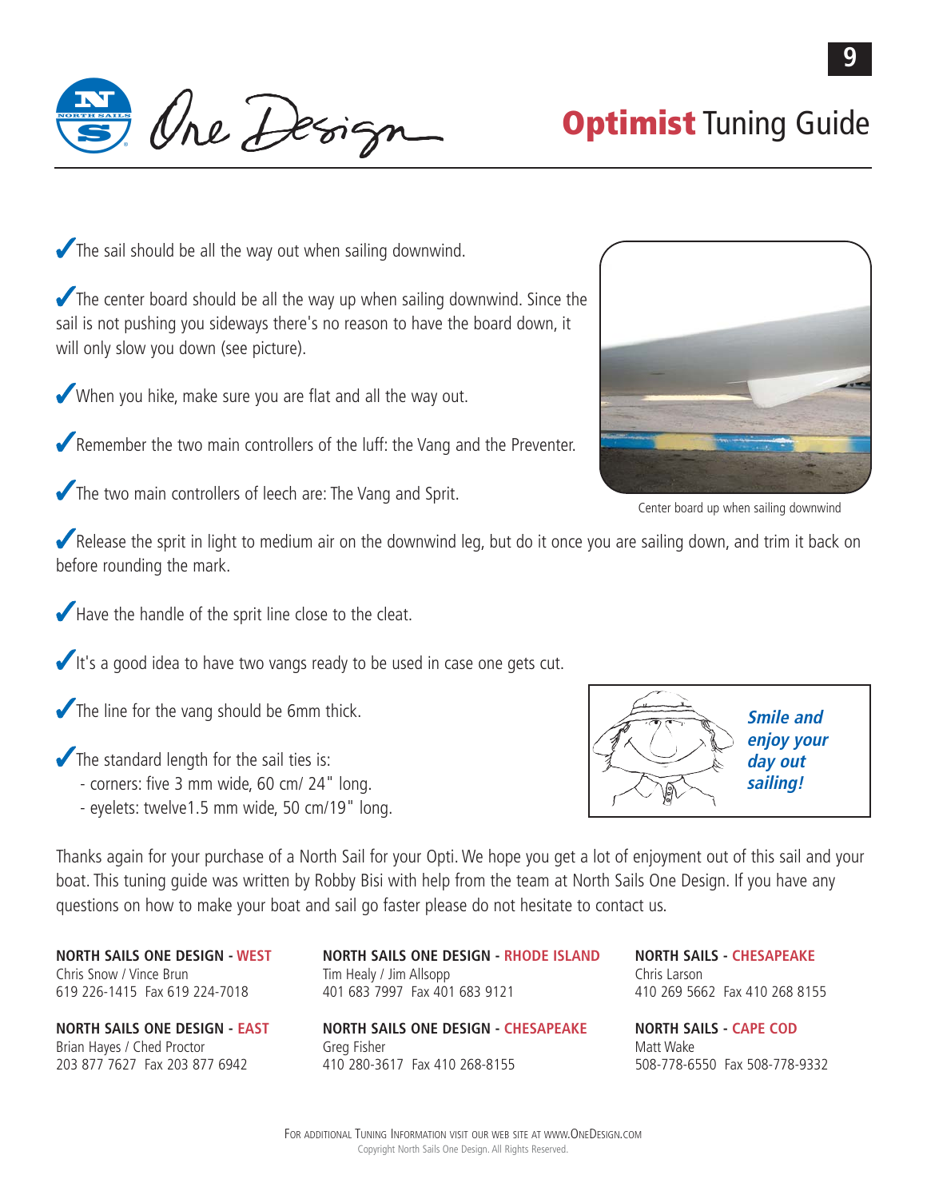- The sail should be all the way out when sailing downwind.
- The center board should be all the way up when sailing downwind. Since the sail is not pushing you sideways there's no reason to have the board down, it will only slow you down (see picture).
- When you hike, make sure you are flat and all the way out.
- Remember the two main controllers of the luff: the Vang and the Preventer.
- The two main controllers of leech are: The Vang and Sprit.

Center board up when sailing downwind

- Release the sprit in light to medium air on the downwind leg, but do it once you are sailing down, and trim it back on before rounding the mark.
- Have the handle of the sprit line close to the cleat.
- It's a good idea to have two vangs ready to be used in case one gets cut.
- The line for the vang should be 6mm thick.
- The standard length for the sail ties is:
  - corners: five 3 mm wide, 60 cm/ 24" long.
  - eyelets: twelve1.5 mm wide, 50 cm/19" long.

***Smile and enjoy your day out sailing!***

Thanks again for your purchase of a North Sail for your Opti. We hope you get a lot of enjoyment out of this sail and your boat. This tuning guide was written by Robby Bisi with help from the team at North Sails One Design. If you have any questions on how to make your boat and sail go faster please do not hesitate to contact us.

**NORTH SAILS ONE DESIGN - WEST**
Chris Snow / Vince Brun
619 226-1415 Fax 619 224-7018

**NORTH SAILS ONE DESIGN - EAST**
Brian Hayes / Ched Proctor
203 877 7627 Fax 203 877 6942

**NORTH SAILS ONE DESIGN - RHODE ISLAND**
Tim Healy / Jim Allsopp
401 683 7997 Fax 401 683 9121

**NORTH SAILS ONE DESIGN - CHESAPEAKE**
Greg Fisher
410 280-3617 Fax 410 268-8155

**NORTH SAILS - CHESAPEAKE**
Chris Larson
410 269 5662 Fax 410 268 8155

**NORTH SAILS - CAPE COD**
Matt Wake
508-778-6550 Fax 508-778-9332

FOR ADDITIONAL TUNING INFORMATION VISIT OUR WEB SITE AT WWW.ONEDESIGN.COM

Copyright North Sails One Design. All Rights Reserved.